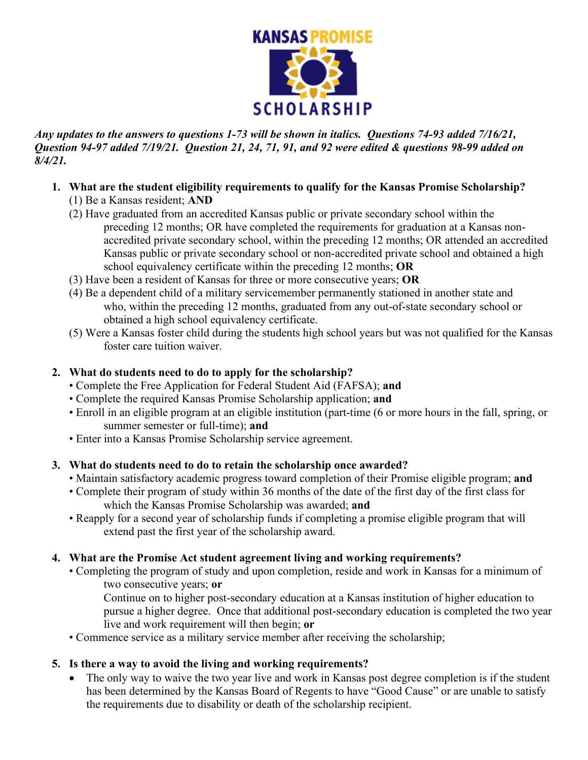# KANSAS PROMISE SCHOLARSHIP

***Any updates to the answers to questions 1-73 will be shown in italics. Questions 74-93 added 7/16/21, Question 94-97 added 7/19/21. Question 21, 24, 71, 91, and 92 were edited & questions 98-99 added on 8/4/21.***

1. **What are the student eligibility requirements to qualify for the Kansas Promise Scholarship?**
   (1) Be a Kansas resident; **AND**
   (2) Have graduated from an accredited Kansas public or private secondary school within the preceding 12 months; OR have completed the requirements for graduation at a Kansas non-accredited private secondary school, within the preceding 12 months; OR attended an accredited Kansas public or private secondary school or non-accredited private school and obtained a high school equivalency certificate within the preceding 12 months; **OR**
   (3) Have been a resident of Kansas for three or more consecutive years; **OR**
   (4) Be a dependent child of a military servicemember permanently stationed in another state and who, within the preceding 12 months, graduated from any out-of-state secondary school or obtained a high school equivalency certificate.
   (5) Were a Kansas foster child during the students high school years but was not qualified for the Kansas foster care tuition waiver.

2. **What do students need to do to apply for the scholarship?**
   • Complete the Free Application for Federal Student Aid (FAFSA); **and**
   • Complete the required Kansas Promise Scholarship application; **and**
   • Enroll in an eligible program at an eligible institution (part-time (6 or more hours in the fall, spring, or summer semester or full-time); **and**
   • Enter into a Kansas Promise Scholarship service agreement.

3. **What do students need to do to retain the scholarship once awarded?**
   • Maintain satisfactory academic progress toward completion of their Promise eligible program; **and**
   • Complete their program of study within 36 months of the date of the first day of the first class for which the Kansas Promise Scholarship was awarded; **and**
   • Reapply for a second year of scholarship funds if completing a promise eligible program that will extend past the first year of the scholarship award.

4. **What are the Promise Act student agreement living and working requirements?**
   • Completing the program of study and upon completion, reside and work in Kansas for a minimum of two consecutive years; **or**
   Continue on to higher post-secondary education at a Kansas institution of higher education to pursue a higher degree. Once that additional post-secondary education is completed the two year live and work requirement will then begin; **or**
   • Commence service as a military service member after receiving the scholarship;

5. **Is there a way to avoid the living and working requirements?**
   - The only way to waive the two year live and work in Kansas post degree completion is if the student has been determined by the Kansas Board of Regents to have "Good Cause" or are unable to satisfy the requirements due to disability or death of the scholarship recipient.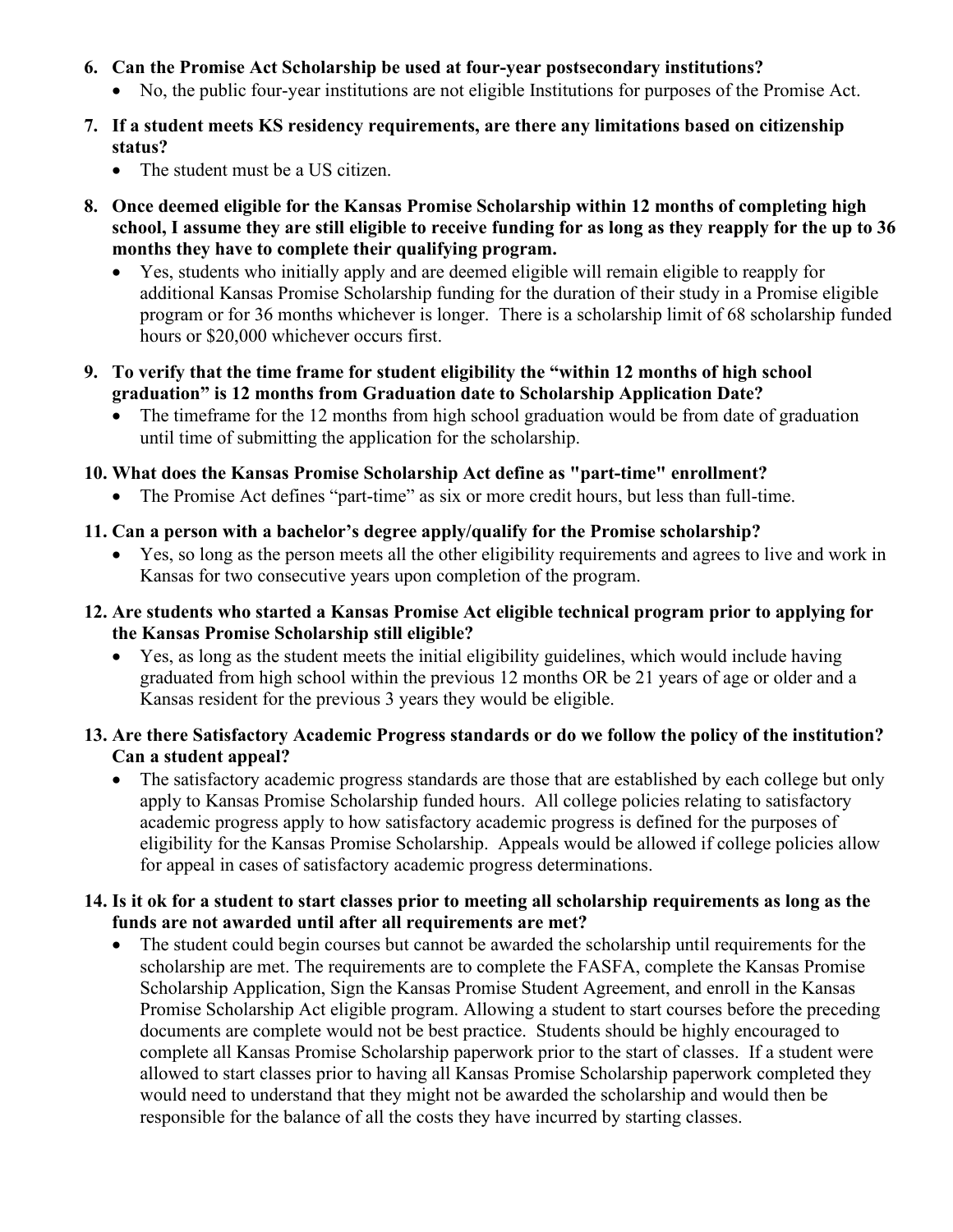6. **Can the Promise Act Scholarship be used at four-year postsecondary institutions?**
   - No, the public four-year institutions are not eligible Institutions for purposes of the Promise Act.

7. **If a student meets KS residency requirements, are there any limitations based on citizenship status?**
   - The student must be a US citizen.

8. **Once deemed eligible for the Kansas Promise Scholarship within 12 months of completing high school, I assume they are still eligible to receive funding for as long as they reapply for the up to 36 months they have to complete their qualifying program.**
   - Yes, students who initially apply and are deemed eligible will remain eligible to reapply for additional Kansas Promise Scholarship funding for the duration of their study in a Promise eligible program or for 36 months whichever is longer. There is a scholarship limit of 68 scholarship funded hours or $20,000 whichever occurs first.

9. **To verify that the time frame for student eligibility the "within 12 months of high school graduation" is 12 months from Graduation date to Scholarship Application Date?**
   - The timeframe for the 12 months from high school graduation would be from date of graduation until time of submitting the application for the scholarship.

10. **What does the Kansas Promise Scholarship Act define as "part-time" enrollment?**
    - The Promise Act defines "part-time" as six or more credit hours, but less than full-time.

11. **Can a person with a bachelor's degree apply/qualify for the Promise scholarship?**
    - Yes, so long as the person meets all the other eligibility requirements and agrees to live and work in Kansas for two consecutive years upon completion of the program.

12. **Are students who started a Kansas Promise Act eligible technical program prior to applying for the Kansas Promise Scholarship still eligible?**
    - Yes, as long as the student meets the initial eligibility guidelines, which would include having graduated from high school within the previous 12 months OR be 21 years of age or older and a Kansas resident for the previous 3 years they would be eligible.

13. **Are there Satisfactory Academic Progress standards or do we follow the policy of the institution? Can a student appeal?**
    - The satisfactory academic progress standards are those that are established by each college but only apply to Kansas Promise Scholarship funded hours. All college policies relating to satisfactory academic progress apply to how satisfactory academic progress is defined for the purposes of eligibility for the Kansas Promise Scholarship. Appeals would be allowed if college policies allow for appeal in cases of satisfactory academic progress determinations.

14. **Is it ok for a student to start classes prior to meeting all scholarship requirements as long as the funds are not awarded until after all requirements are met?**
    - The student could begin courses but cannot be awarded the scholarship until requirements for the scholarship are met. The requirements are to complete the FASFA, complete the Kansas Promise Scholarship Application, Sign the Kansas Promise Student Agreement, and enroll in the Kansas Promise Scholarship Act eligible program. Allowing a student to start courses before the preceding documents are complete would not be best practice. Students should be highly encouraged to complete all Kansas Promise Scholarship paperwork prior to the start of classes. If a student were allowed to start classes prior to having all Kansas Promise Scholarship paperwork completed they would need to understand that they might not be awarded the scholarship and would then be responsible for the balance of all the costs they have incurred by starting classes.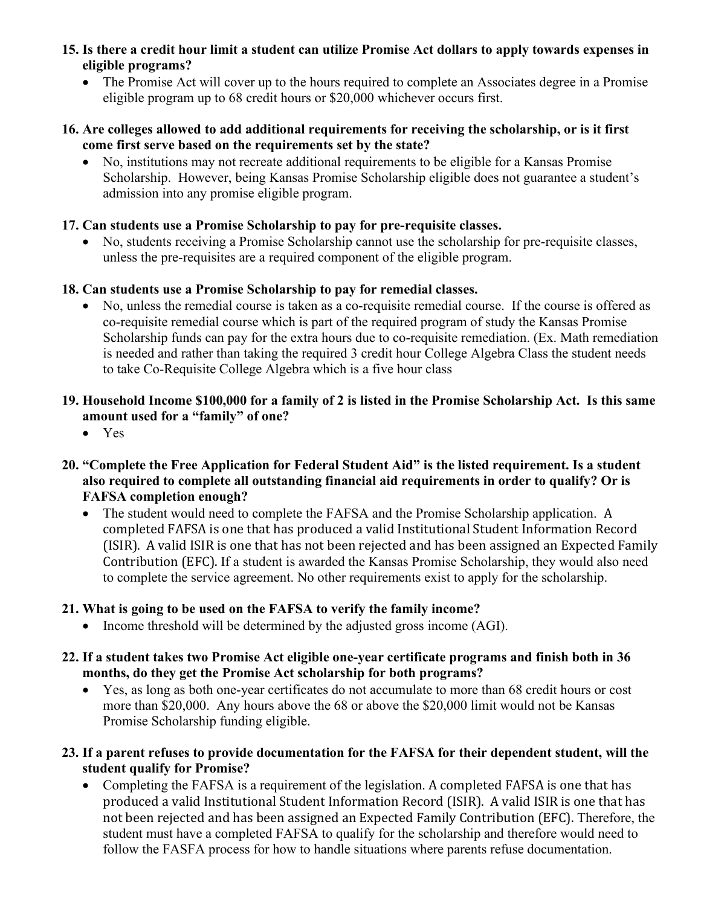**15. Is there a credit hour limit a student can utilize Promise Act dollars to apply towards expenses in eligible programs?**

- The Promise Act will cover up to the hours required to complete an Associates degree in a Promise eligible program up to 68 credit hours or $20,000 whichever occurs first.

**16. Are colleges allowed to add additional requirements for receiving the scholarship, or is it first come first serve based on the requirements set by the state?**

- No, institutions may not recreate additional requirements to be eligible for a Kansas Promise Scholarship. However, being Kansas Promise Scholarship eligible does not guarantee a student's admission into any promise eligible program.

**17. Can students use a Promise Scholarship to pay for pre-requisite classes.**

- No, students receiving a Promise Scholarship cannot use the scholarship for pre-requisite classes, unless the pre-requisites are a required component of the eligible program.

**18. Can students use a Promise Scholarship to pay for remedial classes.**

- No, unless the remedial course is taken as a co-requisite remedial course. If the course is offered as co-requisite remedial course which is part of the required program of study the Kansas Promise Scholarship funds can pay for the extra hours due to co-requisite remediation. (Ex. Math remediation is needed and rather than taking the required 3 credit hour College Algebra Class the student needs to take Co-Requisite College Algebra which is a five hour class

**19. Household Income $100,000 for a family of 2 is listed in the Promise Scholarship Act. Is this same amount used for a "family" of one?**

- Yes

**20. "Complete the Free Application for Federal Student Aid" is the listed requirement. Is a student also required to complete all outstanding financial aid requirements in order to qualify? Or is FAFSA completion enough?**

- The student would need to complete the FAFSA and the Promise Scholarship application. A completed FAFSA is one that has produced a valid Institutional Student Information Record (ISIR). A valid ISIR is one that has not been rejected and has been assigned an Expected Family Contribution (EFC). If a student is awarded the Kansas Promise Scholarship, they would also need to complete the service agreement. No other requirements exist to apply for the scholarship.

**21. What is going to be used on the FAFSA to verify the family income?**

- Income threshold will be determined by the adjusted gross income (AGI).

**22. If a student takes two Promise Act eligible one-year certificate programs and finish both in 36 months, do they get the Promise Act scholarship for both programs?**

- Yes, as long as both one-year certificates do not accumulate to more than 68 credit hours or cost more than $20,000. Any hours above the 68 or above the $20,000 limit would not be Kansas Promise Scholarship funding eligible.

**23. If a parent refuses to provide documentation for the FAFSA for their dependent student, will the student qualify for Promise?**

- Completing the FAFSA is a requirement of the legislation. A completed FAFSA is one that has produced a valid Institutional Student Information Record (ISIR). A valid ISIR is one that has not been rejected and has been assigned an Expected Family Contribution (EFC). Therefore, the student must have a completed FAFSA to qualify for the scholarship and therefore would need to follow the FASFA process for how to handle situations where parents refuse documentation.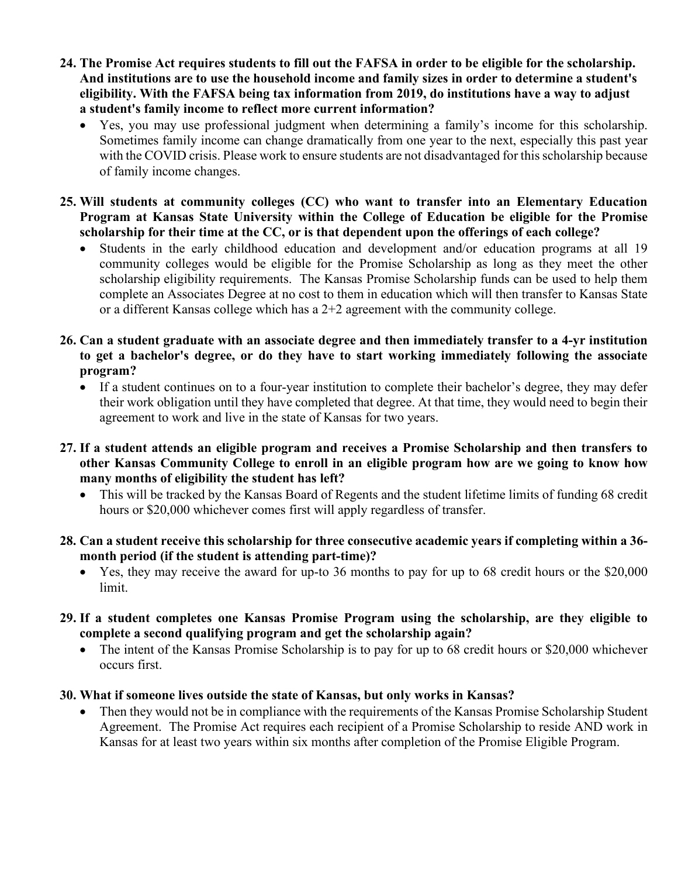**24. The Promise Act requires students to fill out the FAFSA in order to be eligible for the scholarship. And institutions are to use the household income and family sizes in order to determine a student's eligibility. With the FAFSA being tax information from 2019, do institutions have a way to adjust a student's family income to reflect more current information?**

- Yes, you may use professional judgment when determining a family's income for this scholarship. Sometimes family income can change dramatically from one year to the next, especially this past year with the COVID crisis. Please work to ensure students are not disadvantaged for this scholarship because of family income changes.

**25. Will students at community colleges (CC) who want to transfer into an Elementary Education Program at Kansas State University within the College of Education be eligible for the Promise scholarship for their time at the CC, or is that dependent upon the offerings of each college?**

- Students in the early childhood education and development and/or education programs at all 19 community colleges would be eligible for the Promise Scholarship as long as they meet the other scholarship eligibility requirements. The Kansas Promise Scholarship funds can be used to help them complete an Associates Degree at no cost to them in education which will then transfer to Kansas State or a different Kansas college which has a 2+2 agreement with the community college.

**26. Can a student graduate with an associate degree and then immediately transfer to a 4-yr institution to get a bachelor's degree, or do they have to start working immediately following the associate program?**

- If a student continues on to a four-year institution to complete their bachelor's degree, they may defer their work obligation until they have completed that degree. At that time, they would need to begin their agreement to work and live in the state of Kansas for two years.

**27. If a student attends an eligible program and receives a Promise Scholarship and then transfers to other Kansas Community College to enroll in an eligible program how are we going to know how many months of eligibility the student has left?**

- This will be tracked by the Kansas Board of Regents and the student lifetime limits of funding 68 credit hours or $20,000 whichever comes first will apply regardless of transfer.

**28. Can a student receive this scholarship for three consecutive academic years if completing within a 36-month period (if the student is attending part-time)?**

- Yes, they may receive the award for up-to 36 months to pay for up to 68 credit hours or the $20,000 limit.

**29. If a student completes one Kansas Promise Program using the scholarship, are they eligible to complete a second qualifying program and get the scholarship again?**

- The intent of the Kansas Promise Scholarship is to pay for up to 68 credit hours or $20,000 whichever occurs first.

**30. What if someone lives outside the state of Kansas, but only works in Kansas?**

- Then they would not be in compliance with the requirements of the Kansas Promise Scholarship Student Agreement. The Promise Act requires each recipient of a Promise Scholarship to reside AND work in Kansas for at least two years within six months after completion of the Promise Eligible Program.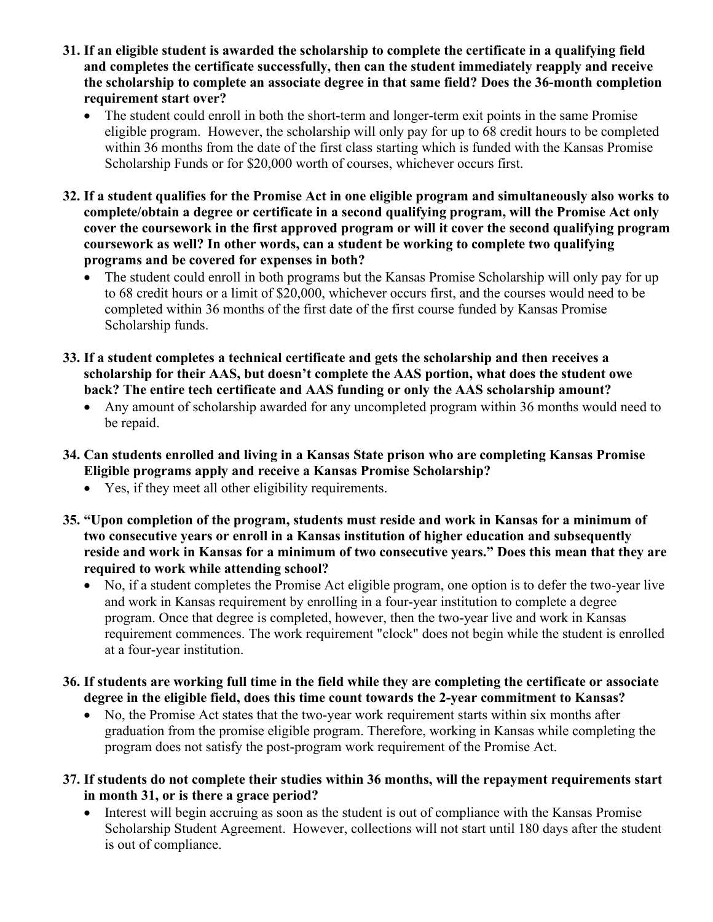31. **If an eligible student is awarded the scholarship to complete the certificate in a qualifying field and completes the certificate successfully, then can the student immediately reapply and receive the scholarship to complete an associate degree in that same field? Does the 36-month completion requirement start over?**
    - The student could enroll in both the short-term and longer-term exit points in the same Promise eligible program. However, the scholarship will only pay for up to 68 credit hours to be completed within 36 months from the date of the first class starting which is funded with the Kansas Promise Scholarship Funds or for $20,000 worth of courses, whichever occurs first.

32. **If a student qualifies for the Promise Act in one eligible program and simultaneously also works to complete/obtain a degree or certificate in a second qualifying program, will the Promise Act only cover the coursework in the first approved program or will it cover the second qualifying program coursework as well? In other words, can a student be working to complete two qualifying programs and be covered for expenses in both?**
    - The student could enroll in both programs but the Kansas Promise Scholarship will only pay for up to 68 credit hours or a limit of $20,000, whichever occurs first, and the courses would need to be completed within 36 months of the first date of the first course funded by Kansas Promise Scholarship funds.

33. **If a student completes a technical certificate and gets the scholarship and then receives a scholarship for their AAS, but doesn't complete the AAS portion, what does the student owe back? The entire tech certificate and AAS funding or only the AAS scholarship amount?**
    - Any amount of scholarship awarded for any uncompleted program within 36 months would need to be repaid.

34. **Can students enrolled and living in a Kansas State prison who are completing Kansas Promise Eligible programs apply and receive a Kansas Promise Scholarship?**
    - Yes, if they meet all other eligibility requirements.

35. **"Upon completion of the program, students must reside and work in Kansas for a minimum of two consecutive years or enroll in a Kansas institution of higher education and subsequently reside and work in Kansas for a minimum of two consecutive years." Does this mean that they are required to work while attending school?**
    - No, if a student completes the Promise Act eligible program, one option is to defer the two-year live and work in Kansas requirement by enrolling in a four-year institution to complete a degree program. Once that degree is completed, however, then the two-year live and work in Kansas requirement commences. The work requirement "clock" does not begin while the student is enrolled at a four-year institution.

36. **If students are working full time in the field while they are completing the certificate or associate degree in the eligible field, does this time count towards the 2-year commitment to Kansas?**
    - No, the Promise Act states that the two-year work requirement starts within six months after graduation from the promise eligible program. Therefore, working in Kansas while completing the program does not satisfy the post-program work requirement of the Promise Act.

37. **If students do not complete their studies within 36 months, will the repayment requirements start in month 31, or is there a grace period?**
    - Interest will begin accruing as soon as the student is out of compliance with the Kansas Promise Scholarship Student Agreement. However, collections will not start until 180 days after the student is out of compliance.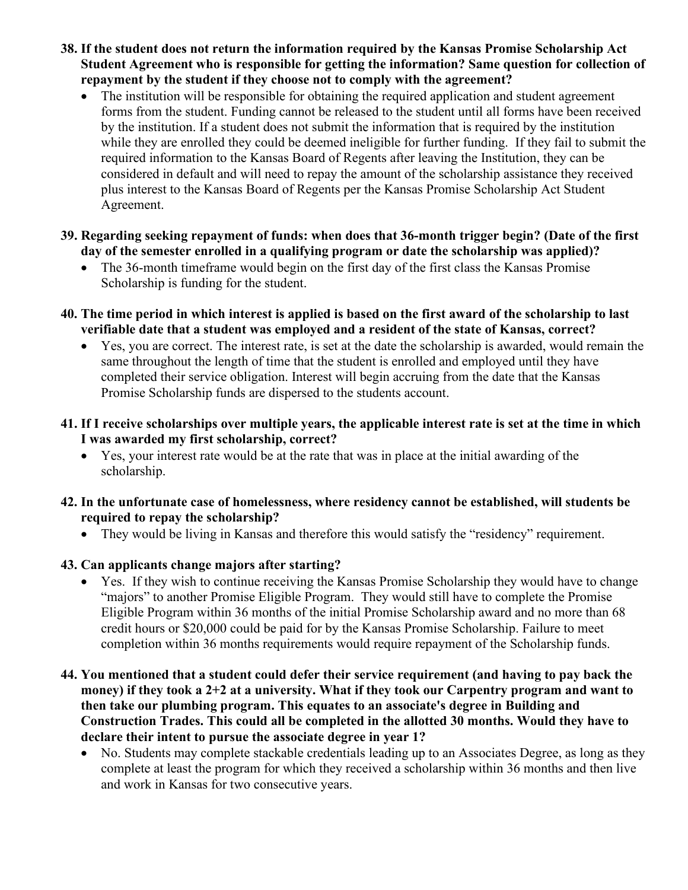**38. If the student does not return the information required by the Kansas Promise Scholarship Act Student Agreement who is responsible for getting the information? Same question for collection of repayment by the student if they choose not to comply with the agreement?**

- The institution will be responsible for obtaining the required application and student agreement forms from the student. Funding cannot be released to the student until all forms have been received by the institution. If a student does not submit the information that is required by the institution while they are enrolled they could be deemed ineligible for further funding. If they fail to submit the required information to the Kansas Board of Regents after leaving the Institution, they can be considered in default and will need to repay the amount of the scholarship assistance they received plus interest to the Kansas Board of Regents per the Kansas Promise Scholarship Act Student Agreement.

**39. Regarding seeking repayment of funds: when does that 36-month trigger begin? (Date of the first day of the semester enrolled in a qualifying program or date the scholarship was applied)?**

- The 36-month timeframe would begin on the first day of the first class the Kansas Promise Scholarship is funding for the student.

**40. The time period in which interest is applied is based on the first award of the scholarship to last verifiable date that a student was employed and a resident of the state of Kansas, correct?**

- Yes, you are correct. The interest rate, is set at the date the scholarship is awarded, would remain the same throughout the length of time that the student is enrolled and employed until they have completed their service obligation. Interest will begin accruing from the date that the Kansas Promise Scholarship funds are dispersed to the students account.

**41. If I receive scholarships over multiple years, the applicable interest rate is set at the time in which I was awarded my first scholarship, correct?**

- Yes, your interest rate would be at the rate that was in place at the initial awarding of the scholarship.

**42. In the unfortunate case of homelessness, where residency cannot be established, will students be required to repay the scholarship?**

- They would be living in Kansas and therefore this would satisfy the "residency" requirement.

**43. Can applicants change majors after starting?**

- Yes. If they wish to continue receiving the Kansas Promise Scholarship they would have to change "majors" to another Promise Eligible Program. They would still have to complete the Promise Eligible Program within 36 months of the initial Promise Scholarship award and no more than 68 credit hours or $20,000 could be paid for by the Kansas Promise Scholarship. Failure to meet completion within 36 months requirements would require repayment of the Scholarship funds.

**44. You mentioned that a student could defer their service requirement (and having to pay back the money) if they took a 2+2 at a university. What if they took our Carpentry program and want to then take our plumbing program. This equates to an associate's degree in Building and Construction Trades. This could all be completed in the allotted 30 months. Would they have to declare their intent to pursue the associate degree in year 1?**

- No. Students may complete stackable credentials leading up to an Associates Degree, as long as they complete at least the program for which they received a scholarship within 36 months and then live and work in Kansas for two consecutive years.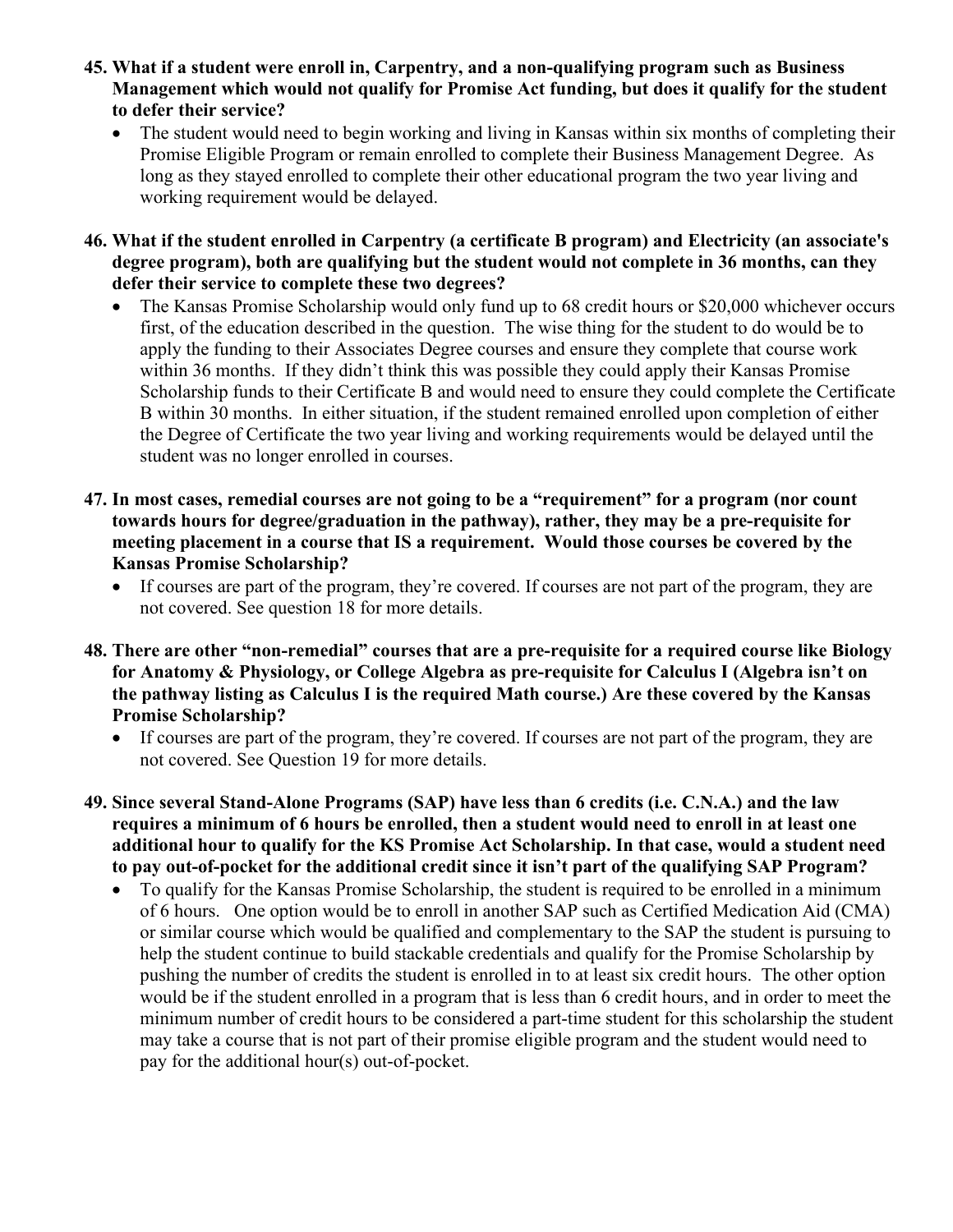**45. What if a student were enroll in, Carpentry, and a non-qualifying program such as Business Management which would not qualify for Promise Act funding, but does it qualify for the student to defer their service?**

- The student would need to begin working and living in Kansas within six months of completing their Promise Eligible Program or remain enrolled to complete their Business Management Degree. As long as they stayed enrolled to complete their other educational program the two year living and working requirement would be delayed.

**46. What if the student enrolled in Carpentry (a certificate B program) and Electricity (an associate's degree program), both are qualifying but the student would not complete in 36 months, can they defer their service to complete these two degrees?**

- The Kansas Promise Scholarship would only fund up to 68 credit hours or $20,000 whichever occurs first, of the education described in the question. The wise thing for the student to do would be to apply the funding to their Associates Degree courses and ensure they complete that course work within 36 months. If they didn't think this was possible they could apply their Kansas Promise Scholarship funds to their Certificate B and would need to ensure they could complete the Certificate B within 30 months. In either situation, if the student remained enrolled upon completion of either the Degree of Certificate the two year living and working requirements would be delayed until the student was no longer enrolled in courses.

**47. In most cases, remedial courses are not going to be a "requirement" for a program (nor count towards hours for degree/graduation in the pathway), rather, they may be a pre-requisite for meeting placement in a course that IS a requirement. Would those courses be covered by the Kansas Promise Scholarship?**

- If courses are part of the program, they're covered. If courses are not part of the program, they are not covered. See question 18 for more details.

**48. There are other "non-remedial" courses that are a pre-requisite for a required course like Biology for Anatomy & Physiology, or College Algebra as pre-requisite for Calculus I (Algebra isn't on the pathway listing as Calculus I is the required Math course.) Are these covered by the Kansas Promise Scholarship?**

- If courses are part of the program, they're covered. If courses are not part of the program, they are not covered. See Question 19 for more details.

**49. Since several Stand-Alone Programs (SAP) have less than 6 credits (i.e. C.N.A.) and the law requires a minimum of 6 hours be enrolled, then a student would need to enroll in at least one additional hour to qualify for the KS Promise Act Scholarship. In that case, would a student need to pay out-of-pocket for the additional credit since it isn't part of the qualifying SAP Program?**

- To qualify for the Kansas Promise Scholarship, the student is required to be enrolled in a minimum of 6 hours. One option would be to enroll in another SAP such as Certified Medication Aid (CMA) or similar course which would be qualified and complementary to the SAP the student is pursuing to help the student continue to build stackable credentials and qualify for the Promise Scholarship by pushing the number of credits the student is enrolled in to at least six credit hours. The other option would be if the student enrolled in a program that is less than 6 credit hours, and in order to meet the minimum number of credit hours to be considered a part-time student for this scholarship the student may take a course that is not part of their promise eligible program and the student would need to pay for the additional hour(s) out-of-pocket.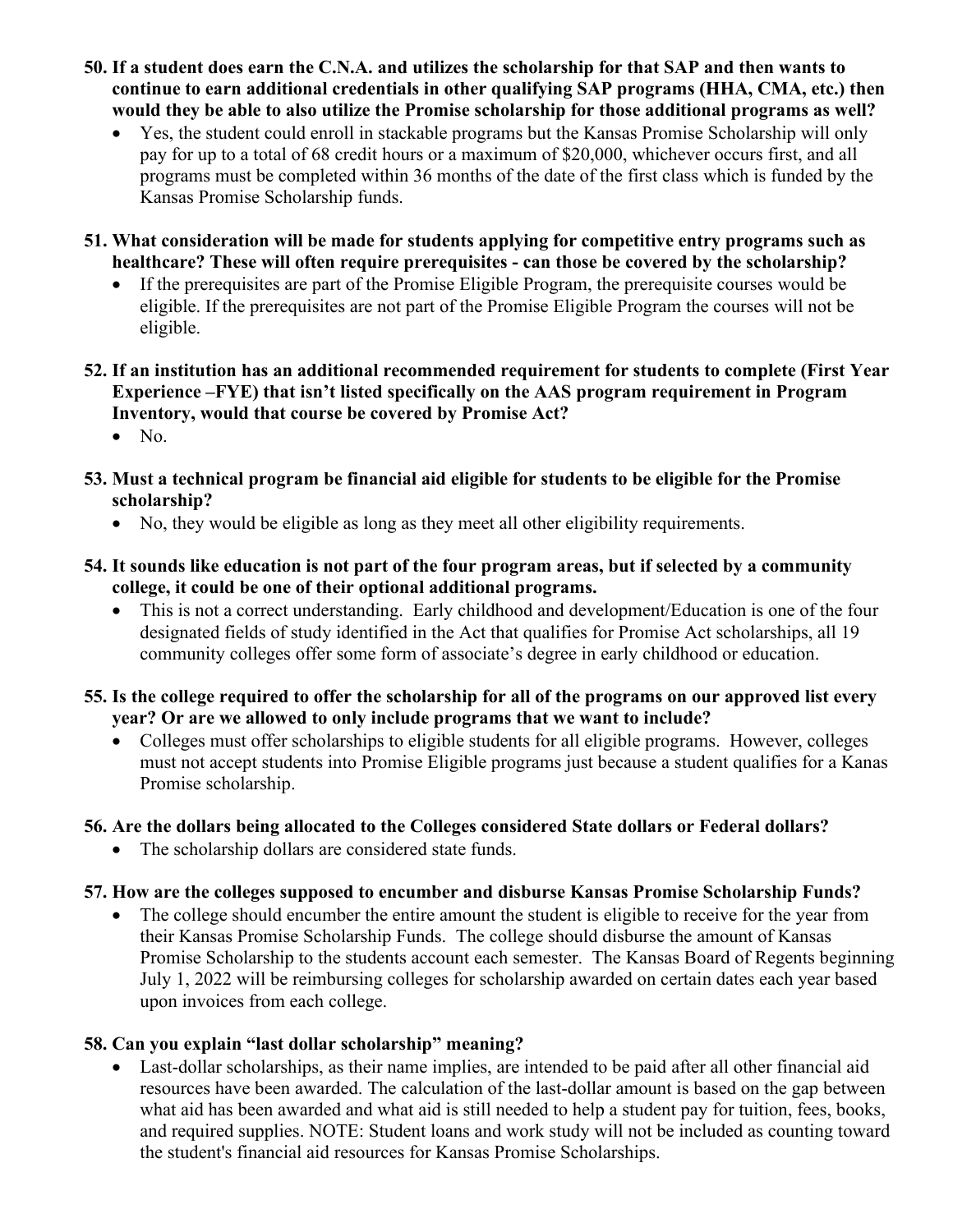**50. If a student does earn the C.N.A. and utilizes the scholarship for that SAP and then wants to continue to earn additional credentials in other qualifying SAP programs (HHA, CMA, etc.) then would they be able to also utilize the Promise scholarship for those additional programs as well?**

- Yes, the student could enroll in stackable programs but the Kansas Promise Scholarship will only pay for up to a total of 68 credit hours or a maximum of $20,000, whichever occurs first, and all programs must be completed within 36 months of the date of the first class which is funded by the Kansas Promise Scholarship funds.

**51. What consideration will be made for students applying for competitive entry programs such as healthcare? These will often require prerequisites - can those be covered by the scholarship?**

- If the prerequisites are part of the Promise Eligible Program, the prerequisite courses would be eligible. If the prerequisites are not part of the Promise Eligible Program the courses will not be eligible.

**52. If an institution has an additional recommended requirement for students to complete (First Year Experience –FYE) that isn't listed specifically on the AAS program requirement in Program Inventory, would that course be covered by Promise Act?**

- No.

**53. Must a technical program be financial aid eligible for students to be eligible for the Promise scholarship?**

- No, they would be eligible as long as they meet all other eligibility requirements.

**54. It sounds like education is not part of the four program areas, but if selected by a community college, it could be one of their optional additional programs.**

- This is not a correct understanding. Early childhood and development/Education is one of the four designated fields of study identified in the Act that qualifies for Promise Act scholarships, all 19 community colleges offer some form of associate's degree in early childhood or education.

**55. Is the college required to offer the scholarship for all of the programs on our approved list every year? Or are we allowed to only include programs that we want to include?**

- Colleges must offer scholarships to eligible students for all eligible programs. However, colleges must not accept students into Promise Eligible programs just because a student qualifies for a Kanas Promise scholarship.

**56. Are the dollars being allocated to the Colleges considered State dollars or Federal dollars?**

- The scholarship dollars are considered state funds.

**57. How are the colleges supposed to encumber and disburse Kansas Promise Scholarship Funds?**

- The college should encumber the entire amount the student is eligible to receive for the year from their Kansas Promise Scholarship Funds. The college should disburse the amount of Kansas Promise Scholarship to the students account each semester. The Kansas Board of Regents beginning July 1, 2022 will be reimbursing colleges for scholarship awarded on certain dates each year based upon invoices from each college.

**58. Can you explain "last dollar scholarship" meaning?**

- Last-dollar scholarships, as their name implies, are intended to be paid after all other financial aid resources have been awarded. The calculation of the last-dollar amount is based on the gap between what aid has been awarded and what aid is still needed to help a student pay for tuition, fees, books, and required supplies. NOTE: Student loans and work study will not be included as counting toward the student's financial aid resources for Kansas Promise Scholarships.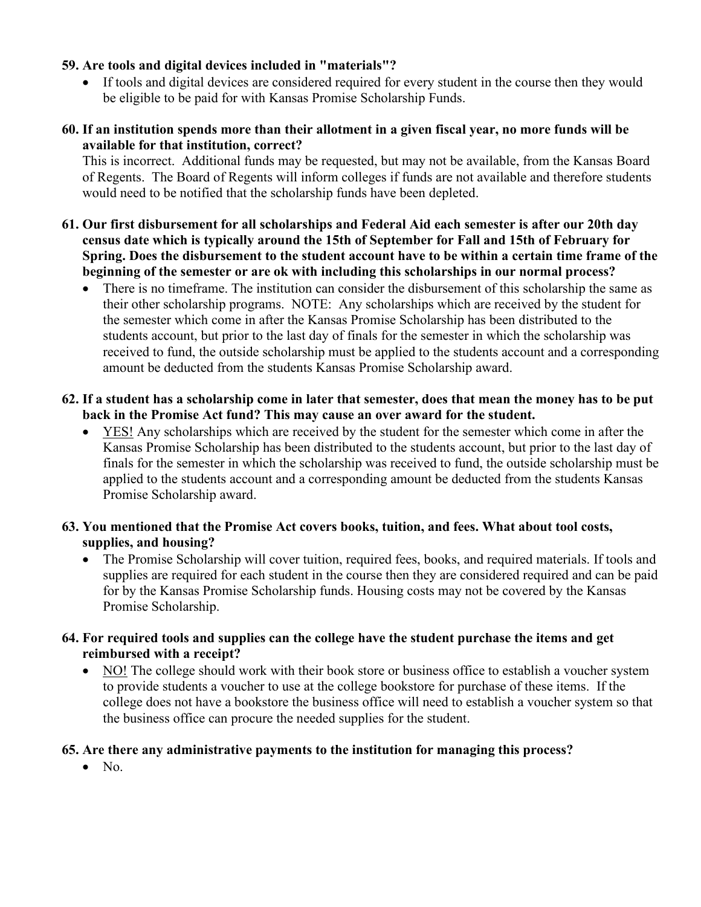**59. Are tools and digital devices included in "materials"?**

- If tools and digital devices are considered required for every student in the course then they would be eligible to be paid for with Kansas Promise Scholarship Funds.

**60. If an institution spends more than their allotment in a given fiscal year, no more funds will be available for that institution, correct?**

This is incorrect. Additional funds may be requested, but may not be available, from the Kansas Board of Regents. The Board of Regents will inform colleges if funds are not available and therefore students would need to be notified that the scholarship funds have been depleted.

**61. Our first disbursement for all scholarships and Federal Aid each semester is after our 20th day census date which is typically around the 15th of September for Fall and 15th of February for Spring. Does the disbursement to the student account have to be within a certain time frame of the beginning of the semester or are ok with including this scholarships in our normal process?**

- There is no timeframe. The institution can consider the disbursement of this scholarship the same as their other scholarship programs. NOTE: Any scholarships which are received by the student for the semester which come in after the Kansas Promise Scholarship has been distributed to the students account, but prior to the last day of finals for the semester in which the scholarship was received to fund, the outside scholarship must be applied to the students account and a corresponding amount be deducted from the students Kansas Promise Scholarship award.

**62. If a student has a scholarship come in later that semester, does that mean the money has to be put back in the Promise Act fund? This may cause an over award for the student.**

- YES! Any scholarships which are received by the student for the semester which come in after the Kansas Promise Scholarship has been distributed to the students account, but prior to the last day of finals for the semester in which the scholarship was received to fund, the outside scholarship must be applied to the students account and a corresponding amount be deducted from the students Kansas Promise Scholarship award.

**63. You mentioned that the Promise Act covers books, tuition, and fees. What about tool costs, supplies, and housing?**

- The Promise Scholarship will cover tuition, required fees, books, and required materials. If tools and supplies are required for each student in the course then they are considered required and can be paid for by the Kansas Promise Scholarship funds. Housing costs may not be covered by the Kansas Promise Scholarship.

**64. For required tools and supplies can the college have the student purchase the items and get reimbursed with a receipt?**

- NO! The college should work with their book store or business office to establish a voucher system to provide students a voucher to use at the college bookstore for purchase of these items. If the college does not have a bookstore the business office will need to establish a voucher system so that the business office can procure the needed supplies for the student.

**65. Are there any administrative payments to the institution for managing this process?**

- No.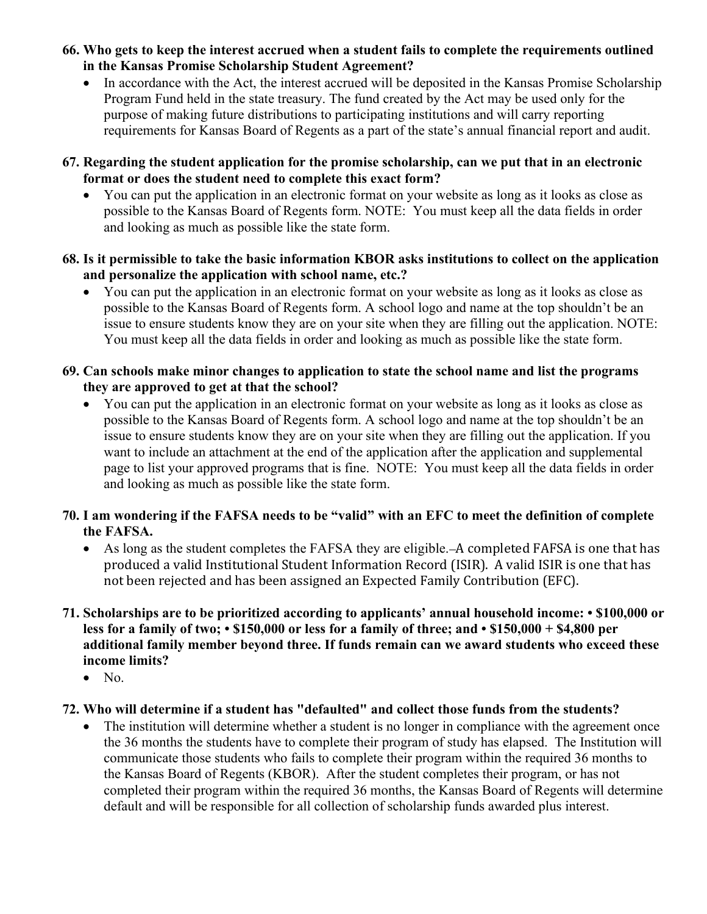**66. Who gets to keep the interest accrued when a student fails to complete the requirements outlined in the Kansas Promise Scholarship Student Agreement?**

- In accordance with the Act, the interest accrued will be deposited in the Kansas Promise Scholarship Program Fund held in the state treasury. The fund created by the Act may be used only for the purpose of making future distributions to participating institutions and will carry reporting requirements for Kansas Board of Regents as a part of the state's annual financial report and audit.

**67. Regarding the student application for the promise scholarship, can we put that in an electronic format or does the student need to complete this exact form?**

- You can put the application in an electronic format on your website as long as it looks as close as possible to the Kansas Board of Regents form. NOTE: You must keep all the data fields in order and looking as much as possible like the state form.

**68. Is it permissible to take the basic information KBOR asks institutions to collect on the application and personalize the application with school name, etc.?**

- You can put the application in an electronic format on your website as long as it looks as close as possible to the Kansas Board of Regents form. A school logo and name at the top shouldn't be an issue to ensure students know they are on your site when they are filling out the application. NOTE: You must keep all the data fields in order and looking as much as possible like the state form.

**69. Can schools make minor changes to application to state the school name and list the programs they are approved to get at that the school?**

- You can put the application in an electronic format on your website as long as it looks as close as possible to the Kansas Board of Regents form. A school logo and name at the top shouldn't be an issue to ensure students know they are on your site when they are filling out the application. If you want to include an attachment at the end of the application after the application and supplemental page to list your approved programs that is fine. NOTE: You must keep all the data fields in order and looking as much as possible like the state form.

**70. I am wondering if the FAFSA needs to be "valid" with an EFC to meet the definition of complete the FAFSA.**

- As long as the student completes the FAFSA they are eligible. A completed FAFSA is one that has produced a valid Institutional Student Information Record (ISIR). A valid ISIR is one that has not been rejected and has been assigned an Expected Family Contribution (EFC).

**71. Scholarships are to be prioritized according to applicants' annual household income: • $100,000 or less for a family of two; • $150,000 or less for a family of three; and • $150,000 + $4,800 per additional family member beyond three. If funds remain can we award students who exceed these income limits?**

- No.

**72. Who will determine if a student has "defaulted" and collect those funds from the students?**

- The institution will determine whether a student is no longer in compliance with the agreement once the 36 months the students have to complete their program of study has elapsed. The Institution will communicate those students who fails to complete their program within the required 36 months to the Kansas Board of Regents (KBOR). After the student completes their program, or has not completed their program within the required 36 months, the Kansas Board of Regents will determine default and will be responsible for all collection of scholarship funds awarded plus interest.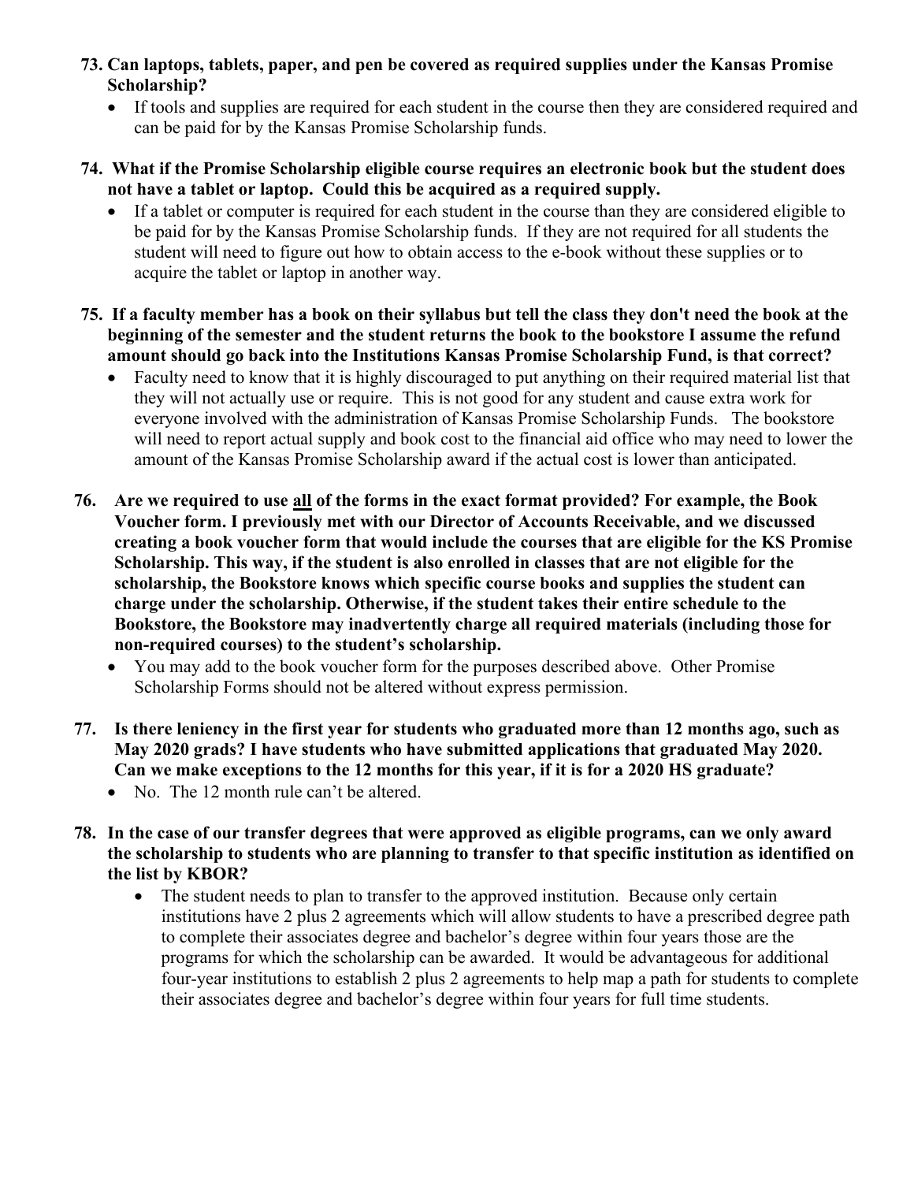**73. Can laptops, tablets, paper, and pen be covered as required supplies under the Kansas Promise Scholarship?**

- If tools and supplies are required for each student in the course then they are considered required and can be paid for by the Kansas Promise Scholarship funds.

**74. What if the Promise Scholarship eligible course requires an electronic book but the student does not have a tablet or laptop. Could this be acquired as a required supply.**

- If a tablet or computer is required for each student in the course than they are considered eligible to be paid for by the Kansas Promise Scholarship funds. If they are not required for all students the student will need to figure out how to obtain access to the e-book without these supplies or to acquire the tablet or laptop in another way.

**75. If a faculty member has a book on their syllabus but tell the class they don't need the book at the beginning of the semester and the student returns the book to the bookstore I assume the refund amount should go back into the Institutions Kansas Promise Scholarship Fund, is that correct?**

- Faculty need to know that it is highly discouraged to put anything on their required material list that they will not actually use or require. This is not good for any student and cause extra work for everyone involved with the administration of Kansas Promise Scholarship Funds. The bookstore will need to report actual supply and book cost to the financial aid office who may need to lower the amount of the Kansas Promise Scholarship award if the actual cost is lower than anticipated.

**76. Are we required to use <u>all</u> of the forms in the exact format provided? For example, the Book Voucher form. I previously met with our Director of Accounts Receivable, and we discussed creating a book voucher form that would include the courses that are eligible for the KS Promise Scholarship. This way, if the student is also enrolled in classes that are not eligible for the scholarship, the Bookstore knows which specific course books and supplies the student can charge under the scholarship. Otherwise, if the student takes their entire schedule to the Bookstore, the Bookstore may inadvertently charge all required materials (including those for non-required courses) to the student's scholarship.**

- You may add to the book voucher form for the purposes described above. Other Promise Scholarship Forms should not be altered without express permission.

**77. Is there leniency in the first year for students who graduated more than 12 months ago, such as May 2020 grads? I have students who have submitted applications that graduated May 2020. Can we make exceptions to the 12 months for this year, if it is for a 2020 HS graduate?**

- No. The 12 month rule can't be altered.

**78. In the case of our transfer degrees that were approved as eligible programs, can we only award the scholarship to students who are planning to transfer to that specific institution as identified on the list by KBOR?**

- The student needs to plan to transfer to the approved institution. Because only certain institutions have 2 plus 2 agreements which will allow students to have a prescribed degree path to complete their associates degree and bachelor's degree within four years those are the programs for which the scholarship can be awarded. It would be advantageous for additional four-year institutions to establish 2 plus 2 agreements to help map a path for students to complete their associates degree and bachelor's degree within four years for full time students.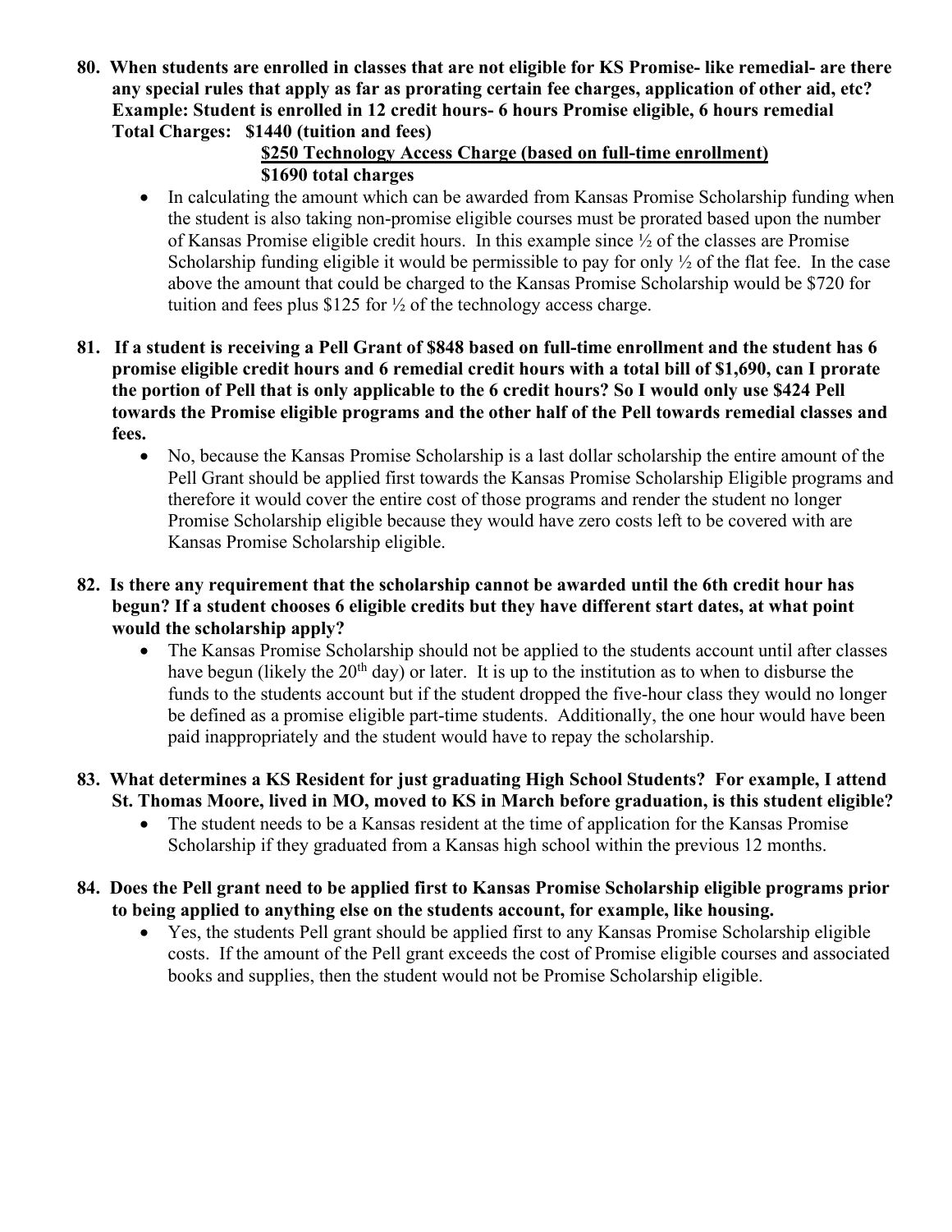**80. When students are enrolled in classes that are not eligible for KS Promise- like remedial- are there any special rules that apply as far as prorating certain fee charges, application of other aid, etc? Example: Student is enrolled in 12 credit hours- 6 hours Promise eligible, 6 hours remedial Total Charges: $1440 (tuition and fees)**
**<u>$250 Technology Access Charge (based on full-time enrollment)</u>**
**$1690 total charges**

- In calculating the amount which can be awarded from Kansas Promise Scholarship funding when the student is also taking non-promise eligible courses must be prorated based upon the number of Kansas Promise eligible credit hours. In this example since ½ of the classes are Promise Scholarship funding eligible it would be permissible to pay for only ½ of the flat fee. In the case above the amount that could be charged to the Kansas Promise Scholarship would be $720 for tuition and fees plus $125 for ½ of the technology access charge.

**81. If a student is receiving a Pell Grant of $848 based on full-time enrollment and the student has 6 promise eligible credit hours and 6 remedial credit hours with a total bill of $1,690, can I prorate the portion of Pell that is only applicable to the 6 credit hours? So I would only use $424 Pell towards the Promise eligible programs and the other half of the Pell towards remedial classes and fees.**

- No, because the Kansas Promise Scholarship is a last dollar scholarship the entire amount of the Pell Grant should be applied first towards the Kansas Promise Scholarship Eligible programs and therefore it would cover the entire cost of those programs and render the student no longer Promise Scholarship eligible because they would have zero costs left to be covered with are Kansas Promise Scholarship eligible.

**82. Is there any requirement that the scholarship cannot be awarded until the 6th credit hour has begun? If a student chooses 6 eligible credits but they have different start dates, at what point would the scholarship apply?**

- The Kansas Promise Scholarship should not be applied to the students account until after classes have begun (likely the 20th day) or later. It is up to the institution as to when to disburse the funds to the students account but if the student dropped the five-hour class they would no longer be defined as a promise eligible part-time students. Additionally, the one hour would have been paid inappropriately and the student would have to repay the scholarship.

**83. What determines a KS Resident for just graduating High School Students? For example, I attend St. Thomas Moore, lived in MO, moved to KS in March before graduation, is this student eligible?**

- The student needs to be a Kansas resident at the time of application for the Kansas Promise Scholarship if they graduated from a Kansas high school within the previous 12 months.

**84. Does the Pell grant need to be applied first to Kansas Promise Scholarship eligible programs prior to being applied to anything else on the students account, for example, like housing.**

- Yes, the students Pell grant should be applied first to any Kansas Promise Scholarship eligible costs. If the amount of the Pell grant exceeds the cost of Promise eligible courses and associated books and supplies, then the student would not be Promise Scholarship eligible.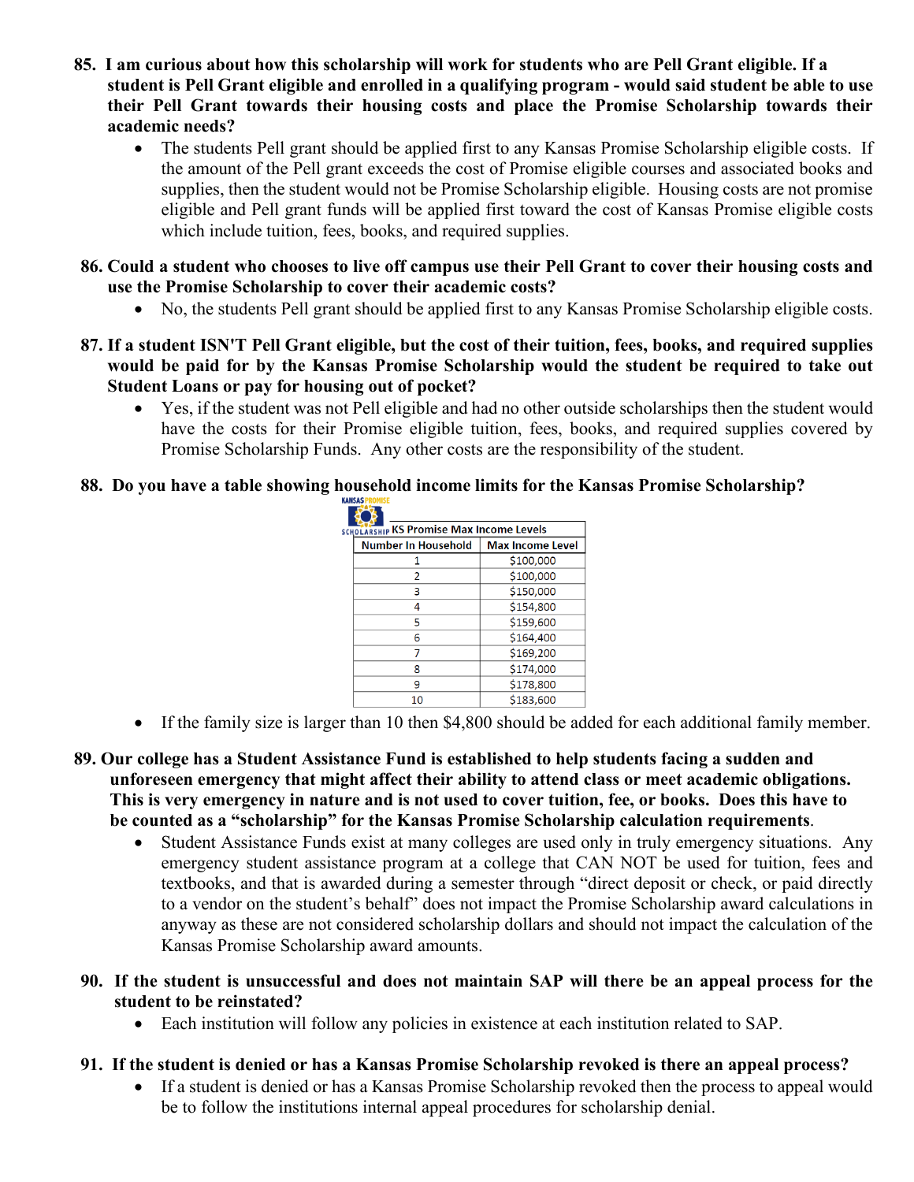**85. I am curious about how this scholarship will work for students who are Pell Grant eligible. If a student is Pell Grant eligible and enrolled in a qualifying program - would said student be able to use their Pell Grant towards their housing costs and place the Promise Scholarship towards their academic needs?**

- The students Pell grant should be applied first to any Kansas Promise Scholarship eligible costs. If the amount of the Pell grant exceeds the cost of Promise eligible courses and associated books and supplies, then the student would not be Promise Scholarship eligible. Housing costs are not promise eligible and Pell grant funds will be applied first toward the cost of Kansas Promise eligible costs which include tuition, fees, books, and required supplies.

**86. Could a student who chooses to live off campus use their Pell Grant to cover their housing costs and use the Promise Scholarship to cover their academic costs?**

- No, the students Pell grant should be applied first to any Kansas Promise Scholarship eligible costs.

**87. If a student ISN'T Pell Grant eligible, but the cost of their tuition, fees, books, and required supplies would be paid for by the Kansas Promise Scholarship would the student be required to take out Student Loans or pay for housing out of pocket?**

- Yes, if the student was not Pell eligible and had no other outside scholarships then the student would have the costs for their Promise eligible tuition, fees, books, and required supplies covered by Promise Scholarship Funds. Any other costs are the responsibility of the student.

**88. Do you have a table showing household income limits for the Kansas Promise Scholarship?**

KS Promise Max Income Levels

| Number In Household | Max Income Level |
|---|---|
| 1 | $100,000 |
| 2 | $100,000 |
| 3 | $150,000 |
| 4 | $154,800 |
| 5 | $159,600 |
| 6 | $164,400 |
| 7 | $169,200 |
| 8 | $174,000 |
| 9 | $178,800 |
| 10 | $183,600 |

- If the family size is larger than 10 then $4,800 should be added for each additional family member.

**89. Our college has a Student Assistance Fund is established to help students facing a sudden and unforeseen emergency that might affect their ability to attend class or meet academic obligations. This is very emergency in nature and is not used to cover tuition, fee, or books. Does this have to be counted as a "scholarship" for the Kansas Promise Scholarship calculation requirements.**

- Student Assistance Funds exist at many colleges are used only in truly emergency situations. Any emergency student assistance program at a college that CAN NOT be used for tuition, fees and textbooks, and that is awarded during a semester through "direct deposit or check, or paid directly to a vendor on the student's behalf" does not impact the Promise Scholarship award calculations in anyway as these are not considered scholarship dollars and should not impact the calculation of the Kansas Promise Scholarship award amounts.

**90. If the student is unsuccessful and does not maintain SAP will there be an appeal process for the student to be reinstated?**

- Each institution will follow any policies in existence at each institution related to SAP.

**91. If the student is denied or has a Kansas Promise Scholarship revoked is there an appeal process?**

- If a student is denied or has a Kansas Promise Scholarship revoked then the process to appeal would be to follow the institutions internal appeal procedures for scholarship denial.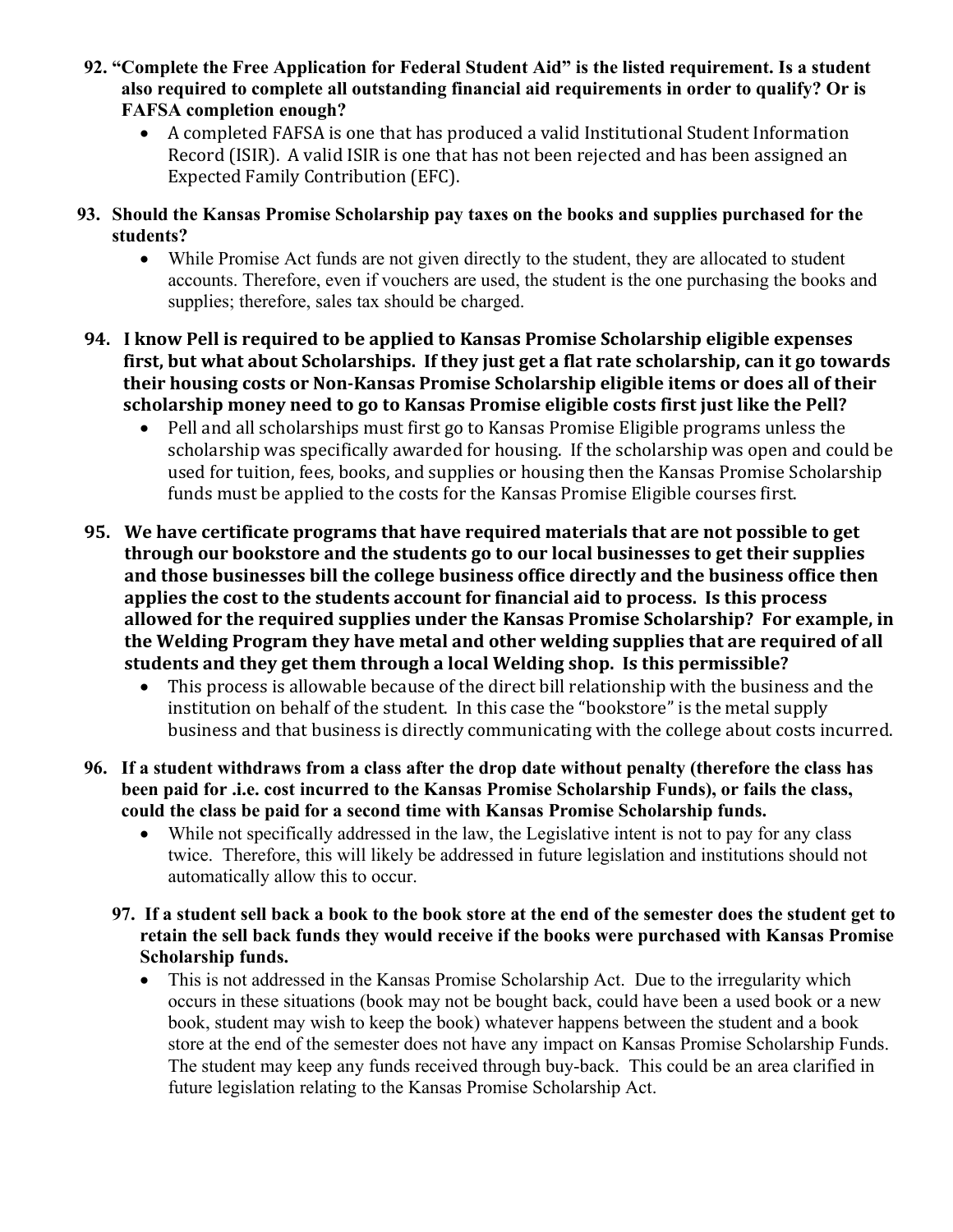92. **"Complete the Free Application for Federal Student Aid" is the listed requirement. Is a student also required to complete all outstanding financial aid requirements in order to qualify? Or is FAFSA completion enough?**
    - A completed FAFSA is one that has produced a valid Institutional Student Information Record (ISIR). A valid ISIR is one that has not been rejected and has been assigned an Expected Family Contribution (EFC).

93. **Should the Kansas Promise Scholarship pay taxes on the books and supplies purchased for the students?**
    - While Promise Act funds are not given directly to the student, they are allocated to student accounts. Therefore, even if vouchers are used, the student is the one purchasing the books and supplies; therefore, sales tax should be charged.

94. **I know Pell is required to be applied to Kansas Promise Scholarship eligible expenses first, but what about Scholarships. If they just get a flat rate scholarship, can it go towards their housing costs or Non-Kansas Promise Scholarship eligible items or does all of their scholarship money need to go to Kansas Promise eligible costs first just like the Pell?**
    - Pell and all scholarships must first go to Kansas Promise Eligible programs unless the scholarship was specifically awarded for housing. If the scholarship was open and could be used for tuition, fees, books, and supplies or housing then the Kansas Promise Scholarship funds must be applied to the costs for the Kansas Promise Eligible courses first.

95. **We have certificate programs that have required materials that are not possible to get through our bookstore and the students go to our local businesses to get their supplies and those businesses bill the college business office directly and the business office then applies the cost to the students account for financial aid to process. Is this process allowed for the required supplies under the Kansas Promise Scholarship? For example, in the Welding Program they have metal and other welding supplies that are required of all students and they get them through a local Welding shop. Is this permissible?**
    - This process is allowable because of the direct bill relationship with the business and the institution on behalf of the student. In this case the "bookstore" is the metal supply business and that business is directly communicating with the college about costs incurred.

96. **If a student withdraws from a class after the drop date without penalty (therefore the class has been paid for .i.e. cost incurred to the Kansas Promise Scholarship Funds), or fails the class, could the class be paid for a second time with Kansas Promise Scholarship funds.**
    - While not specifically addressed in the law, the Legislative intent is not to pay for any class twice. Therefore, this will likely be addressed in future legislation and institutions should not automatically allow this to occur.

97. **If a student sell back a book to the book store at the end of the semester does the student get to retain the sell back funds they would receive if the books were purchased with Kansas Promise Scholarship funds.**
    - This is not addressed in the Kansas Promise Scholarship Act. Due to the irregularity which occurs in these situations (book may not be bought back, could have been a used book or a new book, student may wish to keep the book) whatever happens between the student and a book store at the end of the semester does not have any impact on Kansas Promise Scholarship Funds. The student may keep any funds received through buy-back. This could be an area clarified in future legislation relating to the Kansas Promise Scholarship Act.